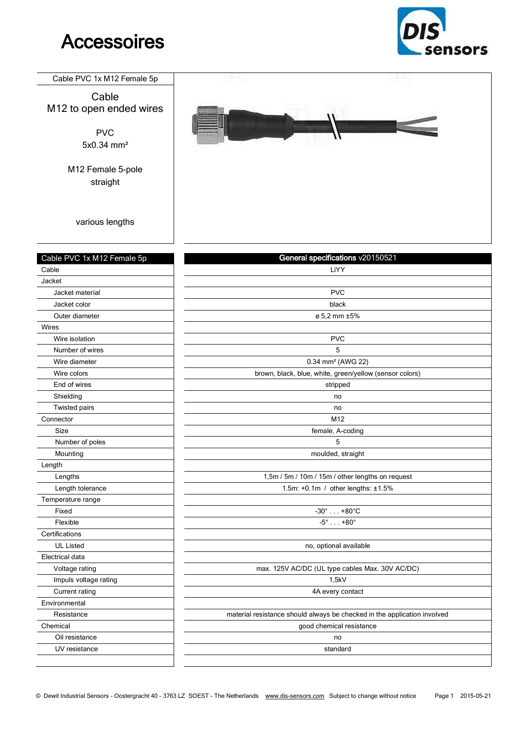# Accessoires

DIS sensors

| Cable PVC 1x M12 Female 5p |
|---|

Cable
M12 to open ended wires

PVC
5x0.34 mm²

M12 Female 5-pole
straight

various lengths

| Cable PVC 1x M12 Female 5p | General specifications v20150521 |
|---|---|
| Cable | LiYY |
| Jacket | |
| Jacket material | PVC |
| Jacket color | black |
| Outer diameter | ø 5,2 mm ±5% |
| Wires | |
| Wire isolation | PVC |
| Number of wires | 5 |
| Wire diameter | 0.34 mm² (AWG 22) |
| Wire colors | brown, black, blue, white, green/yellow (sensor colors) |
| End of wires | stripped |
| Shielding | no |
| Twisted pairs | no |
| Connector | M12 |
| Size | female, A-coding |
| Number of poles | 5 |
| Mounting | moulded, straight |
| Length | |
| Lengths | 1,5m / 5m / 10m / 15m / other lengths on request |
| Length tolerance | 1.5m: +0.1m / other lengths: ±1.5% |
| Temperature range | |
| Fixed | -30° . . . +80°C |
| Flexible | -5° . . . +80° |
| Certifications | |
| UL Listed | no, optional available |
| Electrical data | |
| Voltage rating | max. 125V AC/DC (UL type cables Max. 30V AC/DC) |
| Impuls voltage rating | 1,5kV |
| Current rating | 4A every contact |
| Environmental | |
| Resistance | material resistance should always be checked in the application involved |
| Chemical | good chemical resistance |
| Oil resistance | no |
| UV resistance | standard |

© Dewit Industrial Sensors - Oostergracht 40 - 3763 LZ SOEST - The Netherlands www.dis-sensors.com Subject to change without notice 2015-05-21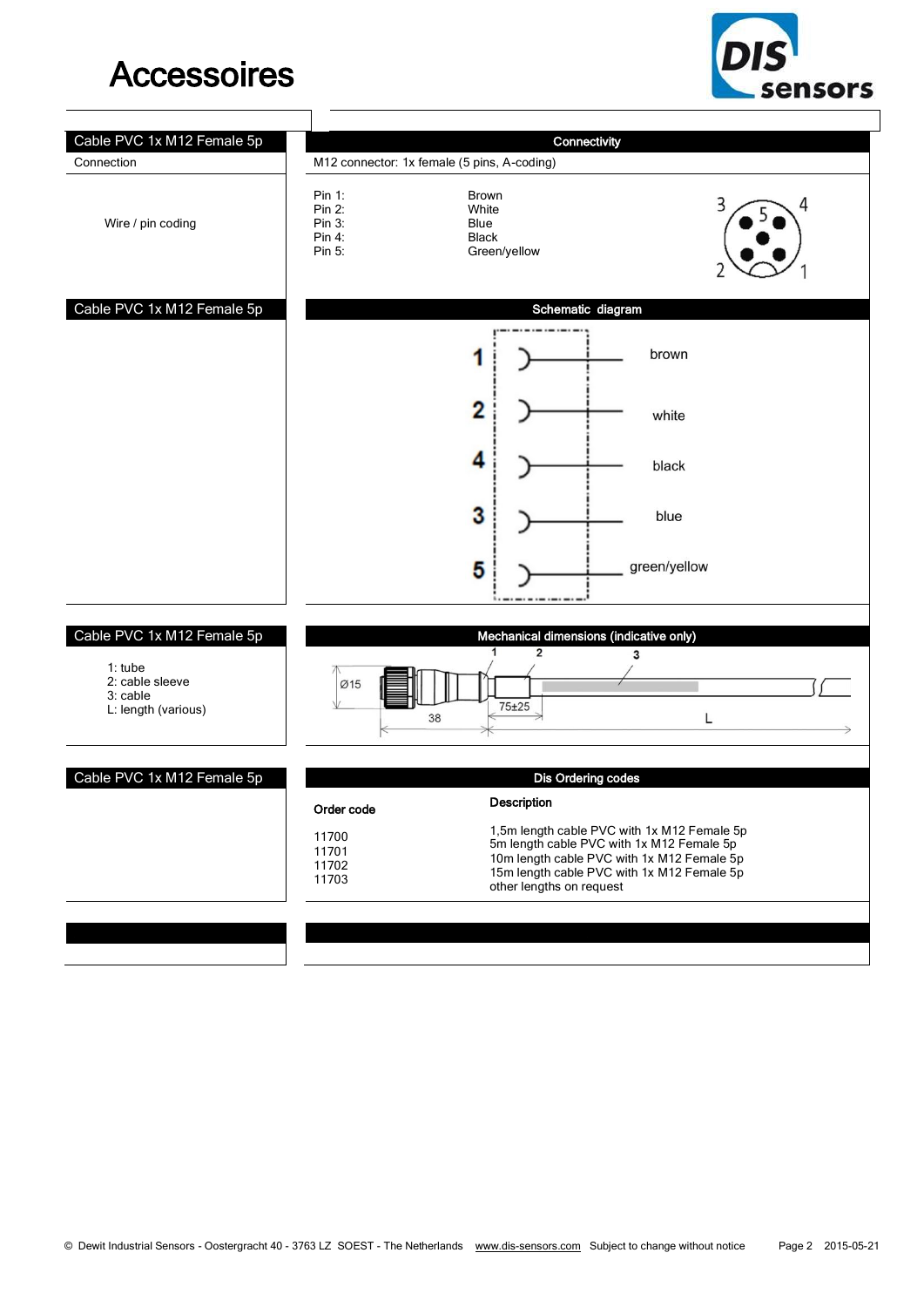# Accessoires

## Cable PVC 1x M12 Female 5p

### Connectivity

| Connection | M12 connector: 1x female (5 pins, A-coding) |
|---|---|
| Wire / pin coding | Pin 1: Brown<br>Pin 2: White<br>Pin 3: Blue<br>Pin 4: Black<br>Pin 5: Green/yellow |

3 5 4
2 1

## Cable PVC 1x M12 Female 5p

### Schematic diagram

1 brown
2 white
4 black
3 blue
5 green/yellow

## Cable PVC 1x M12 Female 5p

### Mechanical dimensions (indicative only)

1: tube
2: cable sleeve
3: cable
L: length (various)

1 2 3
Ø15
38
75±25
L

## Cable PVC 1x M12 Female 5p

### Dis Ordering codes

| Order code | Description |
|---|---|
| 11700 | 1,5m length cable PVC with 1x M12 Female 5p |
| 11701 | 5m length cable PVC with 1x M12 Female 5p |
| 11702 | 10m length cable PVC with 1x M12 Female 5p |
| 11703 | 15m length cable PVC with 1x M12 Female 5p |
| | other lengths on request |

© Dewit Industrial Sensors - Oostergracht 40 - 3763 LZ SOEST - The Netherlands www.dis-sensors.com Subject to change without notice 2015-05-21